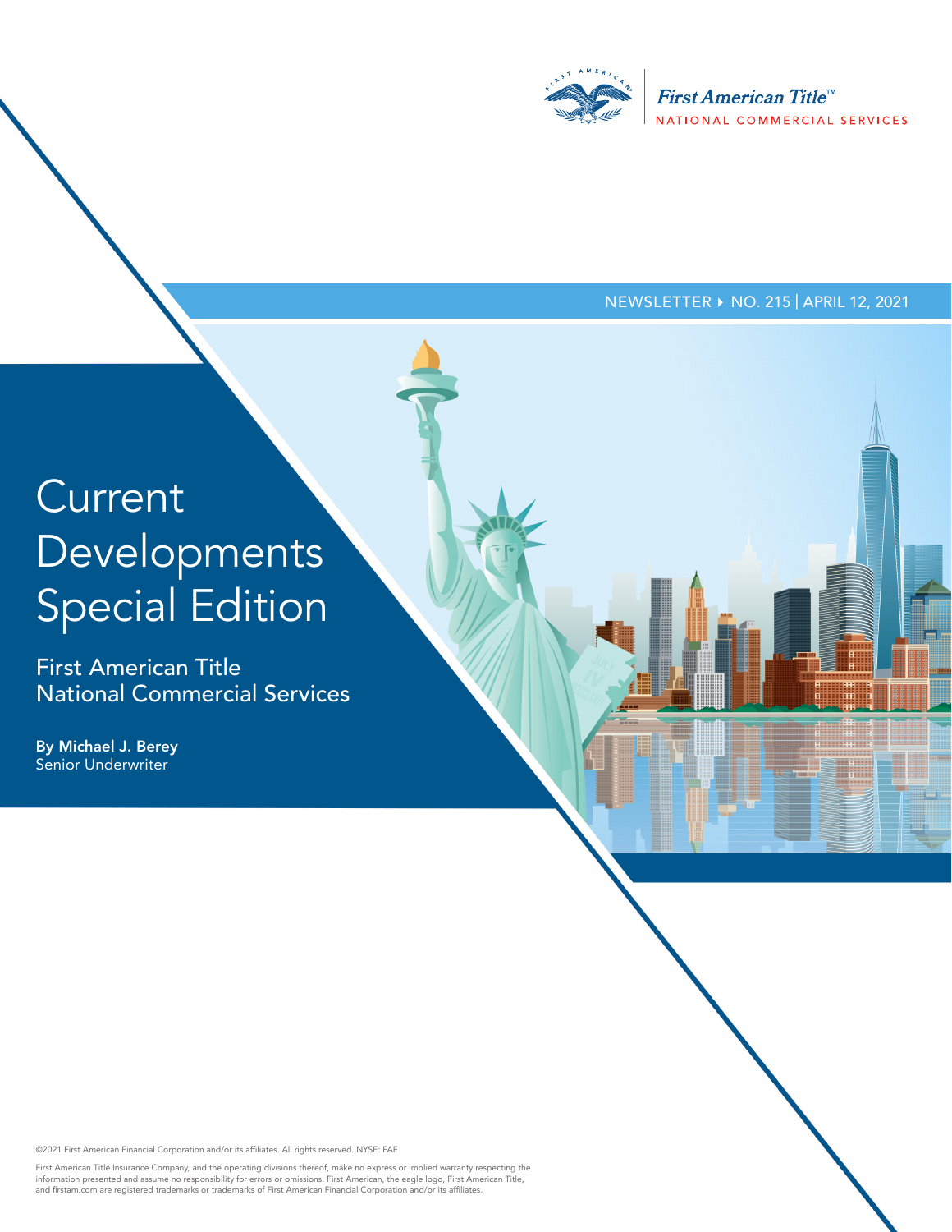First American Title™
NATIONAL COMMERCIAL SERVICES

NEWSLETTER ▸ NO. 215 | APRIL 12, 2021

# Current Developments Special Edition

## First American Title National Commercial Services

**By Michael J. Berey**
Senior Underwriter

©2021 First American Financial Corporation and/or its affiliates. All rights reserved. NYSE: FAF

First American Title Insurance Company, and the operating divisions thereof, make no express or implied warranty respecting the information presented and assume no responsibility for errors or omissions. First American, the eagle logo, First American Title, and firstam.com are registered trademarks or trademarks of First American Financial Corporation and/or its affiliates.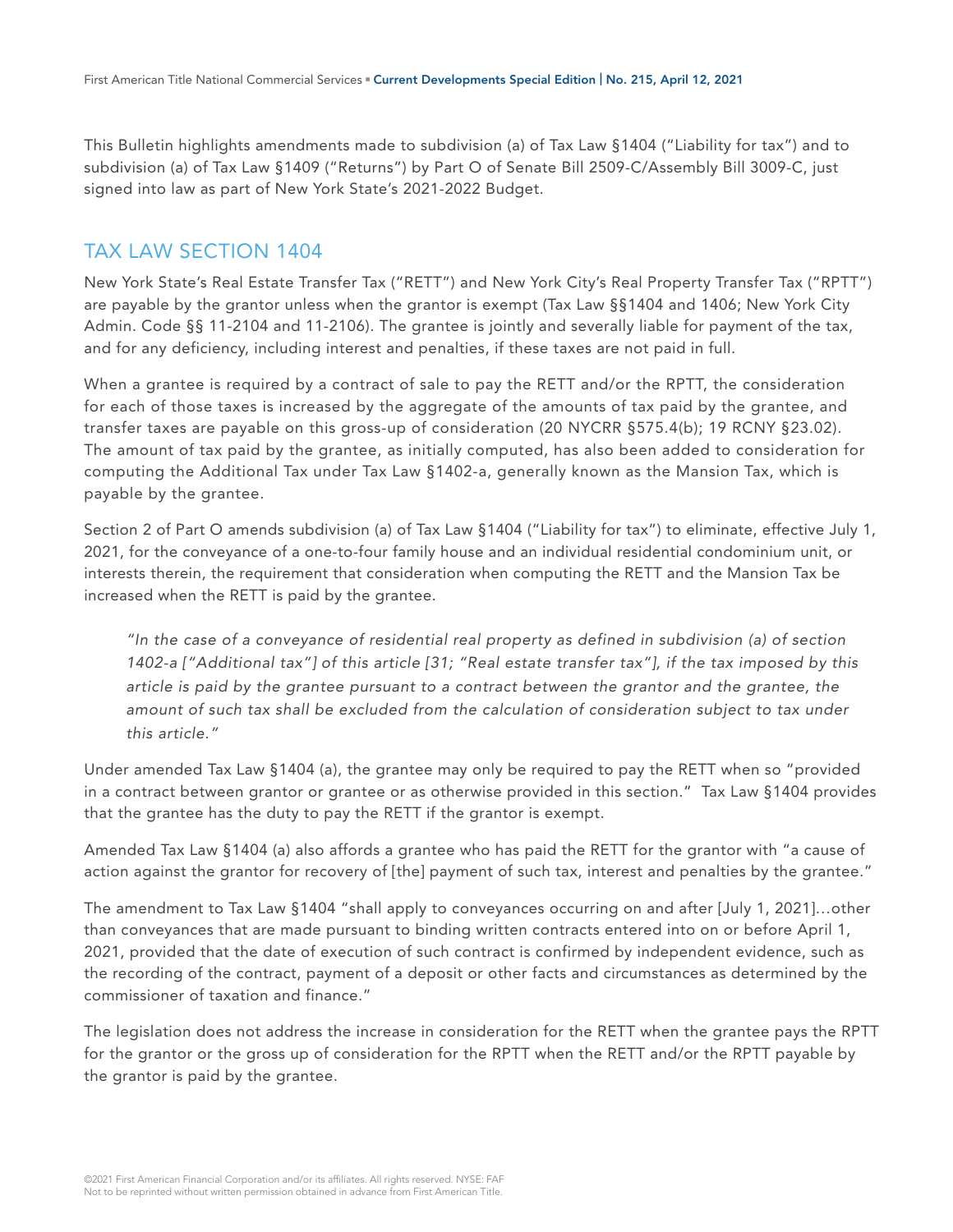This Bulletin highlights amendments made to subdivision (a) of Tax Law §1404 ("Liability for tax") and to subdivision (a) of Tax Law §1409 ("Returns") by Part O of Senate Bill 2509-C/Assembly Bill 3009-C, just signed into law as part of New York State's 2021-2022 Budget.

## TAX LAW SECTION 1404

New York State's Real Estate Transfer Tax ("RETT") and New York City's Real Property Transfer Tax ("RPTT") are payable by the grantor unless when the grantor is exempt (Tax Law §§1404 and 1406; New York City Admin. Code §§ 11-2104 and 11-2106). The grantee is jointly and severally liable for payment of the tax, and for any deficiency, including interest and penalties, if these taxes are not paid in full.

When a grantee is required by a contract of sale to pay the RETT and/or the RPTT, the consideration for each of those taxes is increased by the aggregate of the amounts of tax paid by the grantee, and transfer taxes are payable on this gross-up of consideration (20 NYCRR §575.4(b); 19 RCNY §23.02). The amount of tax paid by the grantee, as initially computed, has also been added to consideration for computing the Additional Tax under Tax Law §1402-a, generally known as the Mansion Tax, which is payable by the grantee.

Section 2 of Part O amends subdivision (a) of Tax Law §1404 ("Liability for tax") to eliminate, effective July 1, 2021, for the conveyance of a one-to-four family house and an individual residential condominium unit, or interests therein, the requirement that consideration when computing the RETT and the Mansion Tax be increased when the RETT is paid by the grantee.

> *"In the case of a conveyance of residential real property as defined in subdivision (a) of section 1402-a ["Additional tax"] of this article [31; "Real estate transfer tax"], if the tax imposed by this article is paid by the grantee pursuant to a contract between the grantor and the grantee, the amount of such tax shall be excluded from the calculation of consideration subject to tax under this article."*

Under amended Tax Law §1404 (a), the grantee may only be required to pay the RETT when so "provided in a contract between grantor or grantee or as otherwise provided in this section." Tax Law §1404 provides that the grantee has the duty to pay the RETT if the grantor is exempt.

Amended Tax Law §1404 (a) also affords a grantee who has paid the RETT for the grantor with "a cause of action against the grantor for recovery of [the] payment of such tax, interest and penalties by the grantee."

The amendment to Tax Law §1404 "shall apply to conveyances occurring on and after [July 1, 2021]…other than conveyances that are made pursuant to binding written contracts entered into on or before April 1, 2021, provided that the date of execution of such contract is confirmed by independent evidence, such as the recording of the contract, payment of a deposit or other facts and circumstances as determined by the commissioner of taxation and finance."

The legislation does not address the increase in consideration for the RETT when the grantee pays the RPTT for the grantor or the gross up of consideration for the RPTT when the RETT and/or the RPTT payable by the grantor is paid by the grantee.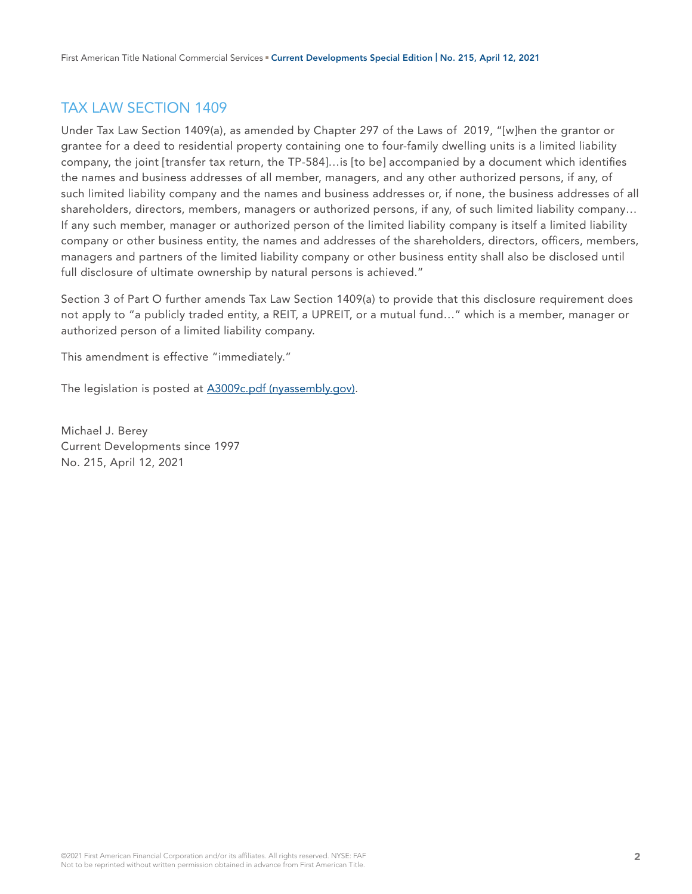## TAX LAW SECTION 1409

Under Tax Law Section 1409(a), as amended by Chapter 297 of the Laws of 2019, "[w]hen the grantor or grantee for a deed to residential property containing one to four-family dwelling units is a limited liability company, the joint [transfer tax return, the TP-584]…is [to be] accompanied by a document which identifies the names and business addresses of all member, managers, and any other authorized persons, if any, of such limited liability company and the names and business addresses or, if none, the business addresses of all shareholders, directors, members, managers or authorized persons, if any, of such limited liability company… If any such member, manager or authorized person of the limited liability company is itself a limited liability company or other business entity, the names and addresses of the shareholders, directors, officers, members, managers and partners of the limited liability company or other business entity shall also be disclosed until full disclosure of ultimate ownership by natural persons is achieved."

Section 3 of Part O further amends Tax Law Section 1409(a) to provide that this disclosure requirement does not apply to "a publicly traded entity, a REIT, a UPREIT, or a mutual fund…" which is a member, manager or authorized person of a limited liability company.

This amendment is effective "immediately."

The legislation is posted at [A3009c.pdf (nyassembly.gov)](A3009c.pdf (nyassembly.gov)).

Michael J. Berey
Current Developments since 1997
No. 215, April 12, 2021

©2021 First American Financial Corporation and/or its affiliates. All rights reserved. NYSE: FAF
Not to be reprinted without written permission obtained in advance from First American Title.